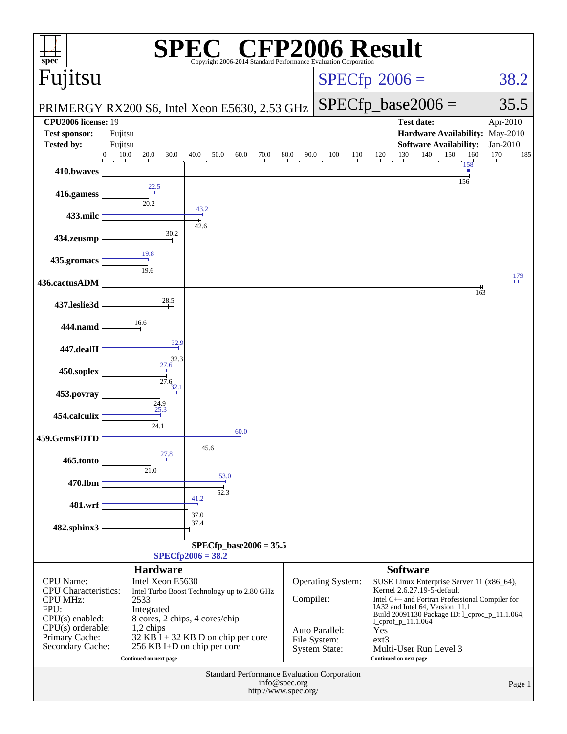# SPEC® CFP2006 Result

Copyright 2006-2014 Standard Performance Evaluation Corporation

## Fujitsu

PRIMERGY RX200 S6, Intel Xeon E5630, 2.53 GHz

SPECfp 2006 = 38.2

SPECfp_base2006 = 35.5

| | | | |
|---|---|---|---|
| **CPU2006 license:** 19 | | **Test date:** | Apr-2010 |
| **Test sponsor:** | Fujitsu | **Hardware Availability:** | May-2010 |
| **Tested by:** | Fujitsu | **Software Availability:** | Jan-2010 |

| Benchmark | Peak | Base |
|---|---|---|
| 410.bwaves | 158 | 156 |
| 416.gamess | 22.5 | 20.2 |
| 433.milc | 43.2 | 42.6 |
| 434.zeusmp | | 30.2 |
| 435.gromacs | 19.8 | 19.6 |
| 436.cactusADM | 179 | 163 |
| 437.leslie3d | | 28.5 |
| 444.namd | | 16.6 |
| 447.dealII | 32.9 | 32.3 |
| 450.soplex | 27.6 | 27.6 |
| 453.povray | 32.1 | 24.9 |
| 454.calculix | 25.3 | 24.1 |
| 459.GemsFDTD | 60.0 | 45.6 |
| 465.tonto | 27.8 | 21.0 |
| 470.lbm | 53.0 | 52.3 |
| 481.wrf | 41.2 | 37.0 |
| 482.sphinx3 | | 37.4 |

SPECfp_base2006 = 35.5

SPECfp2006 = 38.2

### Hardware

| | |
|---|---|
| CPU Name: | Intel Xeon E5630 |
| CPU Characteristics: | Intel Turbo Boost Technology up to 2.80 GHz |
| CPU MHz: | 2533 |
| FPU: | Integrated |
| CPU(s) enabled: | 8 cores, 2 chips, 4 cores/chip |
| CPU(s) orderable: | 1,2 chips |
| Primary Cache: | 32 KB I + 32 KB D on chip per core |
| Secondary Cache: | 256 KB I+D on chip per core |

Continued on next page

### Software

| | |
|---|---|
| Operating System: | SUSE Linux Enterprise Server 11 (x86_64), Kernel 2.6.27.19-5-default |
| Compiler: | Intel C++ and Fortran Professional Compiler for IA32 and Intel 64, Version 11.1 Build 20091130 Package ID: l_cproc_p_11.1.064, l_cprof_p_11.1.064 |
| Auto Parallel: | Yes |
| File System: | ext3 |
| System State: | Multi-User Run Level 3 |

Continued on next page

Standard Performance Evaluation Corporation
info@spec.org
http://www.spec.org/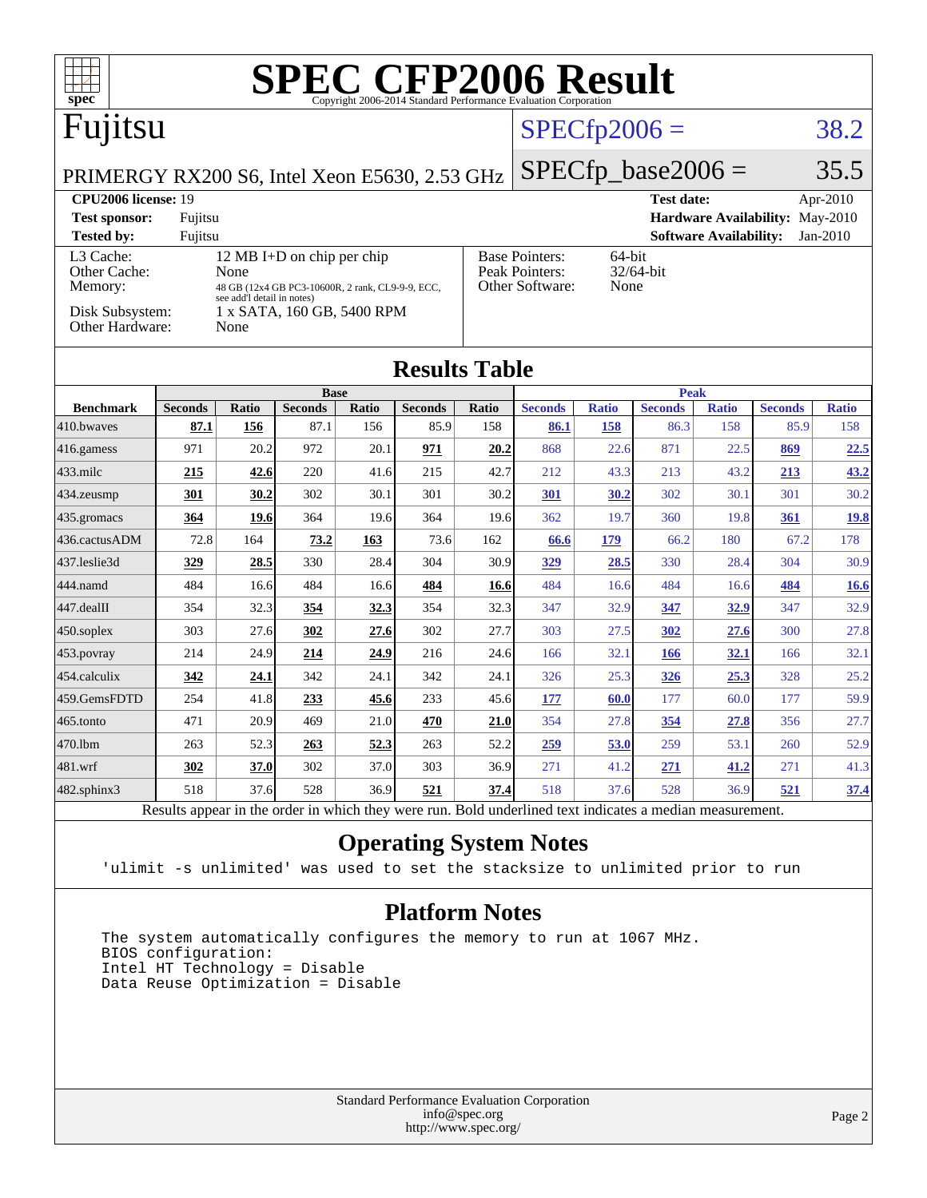# SPEC CFP2006 Result

Copyright 2006-2014 Standard Performance Evaluation Corporation

## Fujitsu

PRIMERGY RX200 S6, Intel Xeon E5630, 2.53 GHz

SPECfp2006 = 38.2

SPECfp_base2006 = 35.5

**CPU2006 license:** 19
**Test sponsor:** Fujitsu
**Tested by:** Fujitsu

**Test date:** Apr-2010
**Hardware Availability:** May-2010
**Software Availability:** Jan-2010

| | |
|---|---|
| L3 Cache: | 12 MB I+D on chip per chip |
| Other Cache: | None |
| Memory: | 48 GB (12x4 GB PC3-10600R, 2 rank, CL9-9-9, ECC, see add'l detail in notes) |
| Disk Subsystem: | 1 x SATA, 160 GB, 5400 RPM |
| Other Hardware: | None |

| | |
|---|---|
| Base Pointers: | 64-bit |
| Peak Pointers: | 32/64-bit |
| Other Software: | None |

## Results Table

| Benchmark | Base | | | | | | Peak | | | | | |
|---|---|---|---|---|---|---|---|---|---|---|---|---|
| | Seconds | Ratio | Seconds | Ratio | Seconds | Ratio | Seconds | Ratio | Seconds | Ratio | Seconds | Ratio |
| 410.bwaves | **87.1** | **156** | 87.1 | 156 | 85.9 | 158 | **86.1** | **158** | 86.3 | 158 | 85.9 | 158 |
| 416.gamess | 971 | 20.2 | 972 | 20.1 | **971** | **20.2** | 868 | 22.6 | 871 | 22.5 | **869** | **22.5** |
| 433.milc | **215** | **42.6** | 220 | 41.6 | 215 | 42.7 | 212 | 43.3 | 213 | 43.2 | **213** | **43.2** |
| 434.zeusmp | **301** | **30.2** | 302 | 30.1 | 301 | 30.2 | **301** | **30.2** | 302 | 30.1 | 301 | 30.2 |
| 435.gromacs | **364** | **19.6** | 364 | 19.6 | 364 | 19.6 | 362 | 19.7 | 360 | 19.8 | **361** | **19.8** |
| 436.cactusADM | 72.8 | 164 | **73.2** | **163** | 73.6 | 162 | **66.6** | **179** | 66.2 | 180 | 67.2 | 178 |
| 437.leslie3d | **329** | **28.5** | 330 | 28.4 | 304 | 30.9 | **329** | **28.5** | 330 | 28.4 | 304 | 30.9 |
| 444.namd | 484 | 16.6 | 484 | 16.6 | **484** | **16.6** | 484 | 16.6 | 484 | 16.6 | **484** | **16.6** |
| 447.dealII | 354 | 32.3 | **354** | **32.3** | 354 | 32.3 | 347 | 32.9 | **347** | **32.9** | 347 | 32.9 |
| 450.soplex | 303 | 27.6 | **302** | **27.6** | 302 | 27.7 | 303 | 27.5 | **302** | **27.6** | 300 | 27.8 |
| 453.povray | 214 | 24.9 | **214** | **24.9** | 216 | 24.6 | 166 | 32.1 | **166** | **32.1** | 166 | 32.1 |
| 454.calculix | **342** | **24.1** | 342 | 24.1 | 342 | 24.1 | 326 | 25.3 | **326** | **25.3** | 328 | 25.2 |
| 459.GemsFDTD | 254 | 41.8 | **233** | **45.6** | 233 | 45.6 | **177** | **60.0** | 177 | 60.0 | 177 | 59.9 |
| 465.tonto | 471 | 20.9 | 469 | 21.0 | **470** | **21.0** | 354 | 27.8 | **354** | **27.8** | 356 | 27.7 |
| 470.lbm | 263 | 52.3 | **263** | **52.3** | 263 | 52.2 | **259** | **53.0** | 259 | 53.1 | 260 | 52.9 |
| 481.wrf | **302** | **37.0** | 302 | 37.0 | 303 | 36.9 | 271 | 41.2 | **271** | **41.2** | 271 | 41.3 |
| 482.sphinx3 | 518 | 37.6 | 528 | 36.9 | **521** | **37.4** | 518 | 37.6 | 528 | 36.9 | **521** | **37.4** |

Results appear in the order in which they were run. Bold underlined text indicates a median measurement.

## Operating System Notes

```
'ulimit -s unlimited' was used to set the stacksize to unlimited prior to run
```

## Platform Notes

```
The system automatically configures the memory to run at 1067 MHz.
BIOS configuration:
Intel HT Technology = Disable
Data Reuse Optimization = Disable
```

Standard Performance Evaluation Corporation
info@spec.org
http://www.spec.org/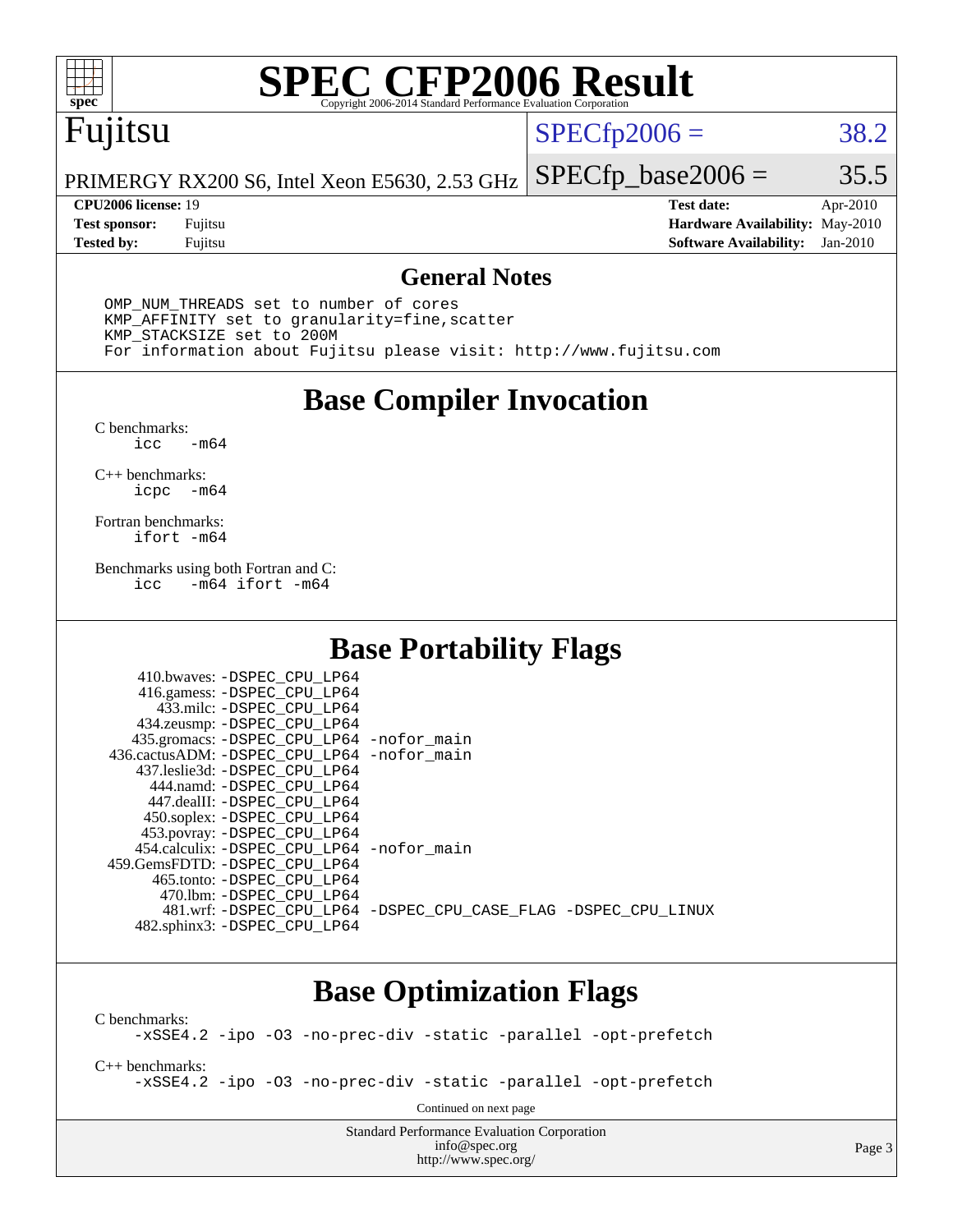# SPEC CFP2006 Result

Copyright 2006-2014 Standard Performance Evaluation Corporation

## Fujitsu

PRIMERGY RX200 S6, Intel Xeon E5630, 2.53 GHz

SPECfp2006 = 38.2

SPECfp_base2006 = 35.5

| | | | |
|---|---|---|---|
| **CPU2006 license:** 19 | | **Test date:** | Apr-2010 |
| **Test sponsor:** | Fujitsu | **Hardware Availability:** | May-2010 |
| **Tested by:** | Fujitsu | **Software Availability:** | Jan-2010 |

## General Notes

```
OMP_NUM_THREADS set to number of cores
KMP_AFFINITY set to granularity=fine,scatter
KMP_STACKSIZE set to 200M
For information about Fujitsu please visit: http://www.fujitsu.com
```

## Base Compiler Invocation

C benchmarks:
```
icc   -m64
```

C++ benchmarks:
```
icpc  -m64
```

Fortran benchmarks:
```
ifort -m64
```

Benchmarks using both Fortran and C:
```
icc   -m64 ifort -m64
```

## Base Portability Flags

```
     410.bwaves: -DSPEC_CPU_LP64
     416.gamess: -DSPEC_CPU_LP64
       433.milc: -DSPEC_CPU_LP64
     434.zeusmp: -DSPEC_CPU_LP64
    435.gromacs: -DSPEC_CPU_LP64 -nofor_main
 436.cactusADM: -DSPEC_CPU_LP64 -nofor_main
   437.leslie3d: -DSPEC_CPU_LP64
       444.namd: -DSPEC_CPU_LP64
     447.dealII: -DSPEC_CPU_LP64
     450.soplex: -DSPEC_CPU_LP64
     453.povray: -DSPEC_CPU_LP64
   454.calculix: -DSPEC_CPU_LP64 -nofor_main
  459.GemsFDTD: -DSPEC_CPU_LP64
      465.tonto: -DSPEC_CPU_LP64
        470.lbm: -DSPEC_CPU_LP64
        481.wrf: -DSPEC_CPU_LP64 -DSPEC_CPU_CASE_FLAG -DSPEC_CPU_LINUX
    482.sphinx3: -DSPEC_CPU_LP64
```

## Base Optimization Flags

C benchmarks:
```
-xSSE4.2 -ipo -O3 -no-prec-div -static -parallel -opt-prefetch
```

C++ benchmarks:
```
-xSSE4.2 -ipo -O3 -no-prec-div -static -parallel -opt-prefetch
```

Continued on next page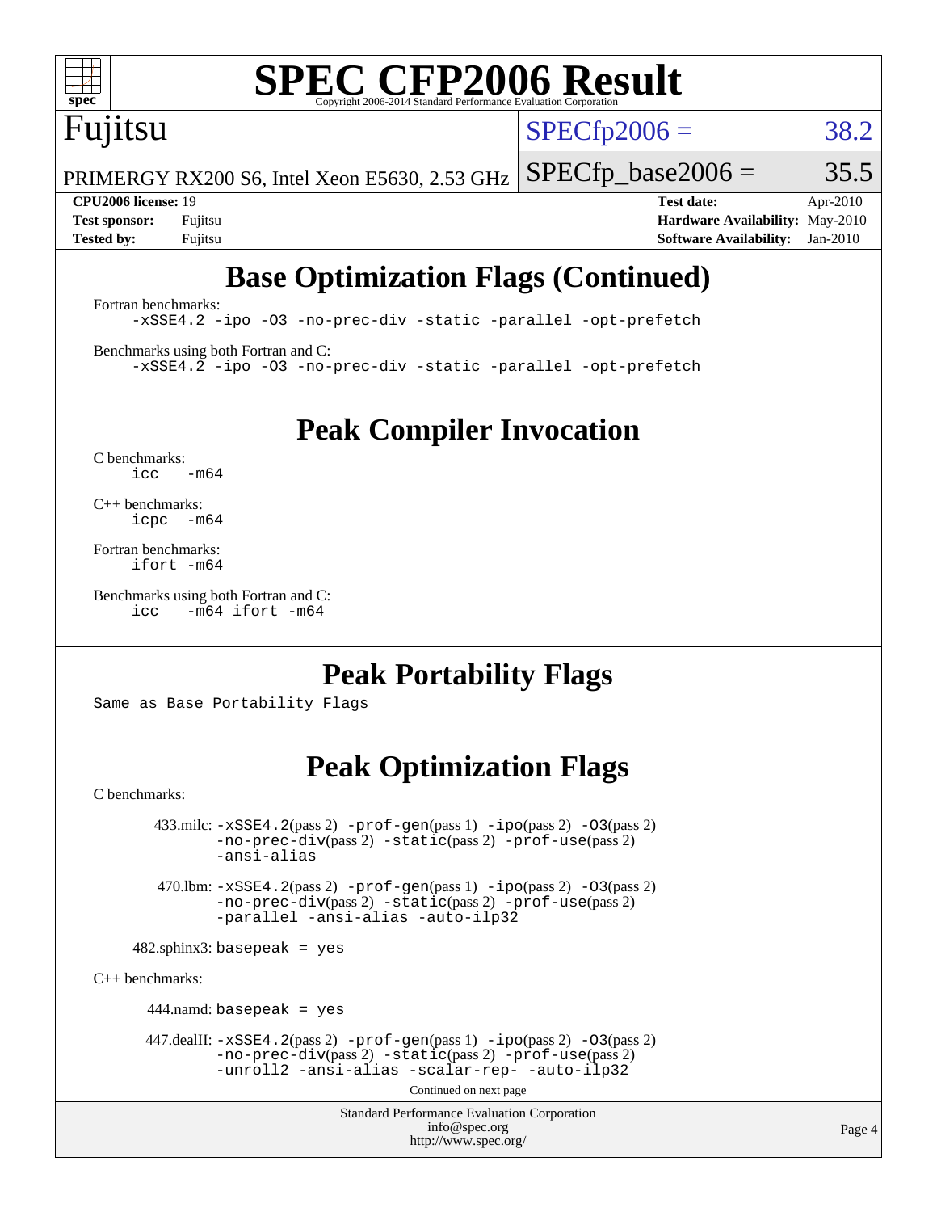# SPEC CFP2006 Result

Copyright 2006-2014 Standard Performance Evaluation Corporation

Fujitsu

PRIMERGY RX200 S6, Intel Xeon E5630, 2.53 GHz

SPECfp2006 = 38.2

SPECfp_base2006 = 35.5

| | | | |
|---|---|---|---|
| **CPU2006 license:** 19 | | **Test date:** | Apr-2010 |
| **Test sponsor:** | Fujitsu | **Hardware Availability:** | May-2010 |
| **Tested by:** | Fujitsu | **Software Availability:** | Jan-2010 |

## Base Optimization Flags (Continued)

Fortran benchmarks:

```
-xSSE4.2 -ipo -O3 -no-prec-div -static -parallel -opt-prefetch
```

Benchmarks using both Fortran and C:

```
-xSSE4.2 -ipo -O3 -no-prec-div -static -parallel -opt-prefetch
```

## Peak Compiler Invocation

C benchmarks:

```
icc   -m64
```

C++ benchmarks:

```
icpc  -m64
```

Fortran benchmarks:

```
ifort -m64
```

Benchmarks using both Fortran and C:

```
icc   -m64 ifort -m64
```

## Peak Portability Flags

Same as Base Portability Flags

## Peak Optimization Flags

C benchmarks:

433.milc: -xSSE4.2(pass 2) -prof-gen(pass 1) -ipo(pass 2) -O3(pass 2) -no-prec-div(pass 2) -static(pass 2) -prof-use(pass 2) -ansi-alias

470.lbm: -xSSE4.2(pass 2) -prof-gen(pass 1) -ipo(pass 2) -O3(pass 2) -no-prec-div(pass 2) -static(pass 2) -prof-use(pass 2) -parallel -ansi-alias -auto-ilp32

482.sphinx3: basepeak = yes

C++ benchmarks:

444.namd: basepeak = yes

447.dealII: -xSSE4.2(pass 2) -prof-gen(pass 1) -ipo(pass 2) -O3(pass 2) -no-prec-div(pass 2) -static(pass 2) -prof-use(pass 2) -unroll2 -ansi-alias -scalar-rep- -auto-ilp32

Continued on next page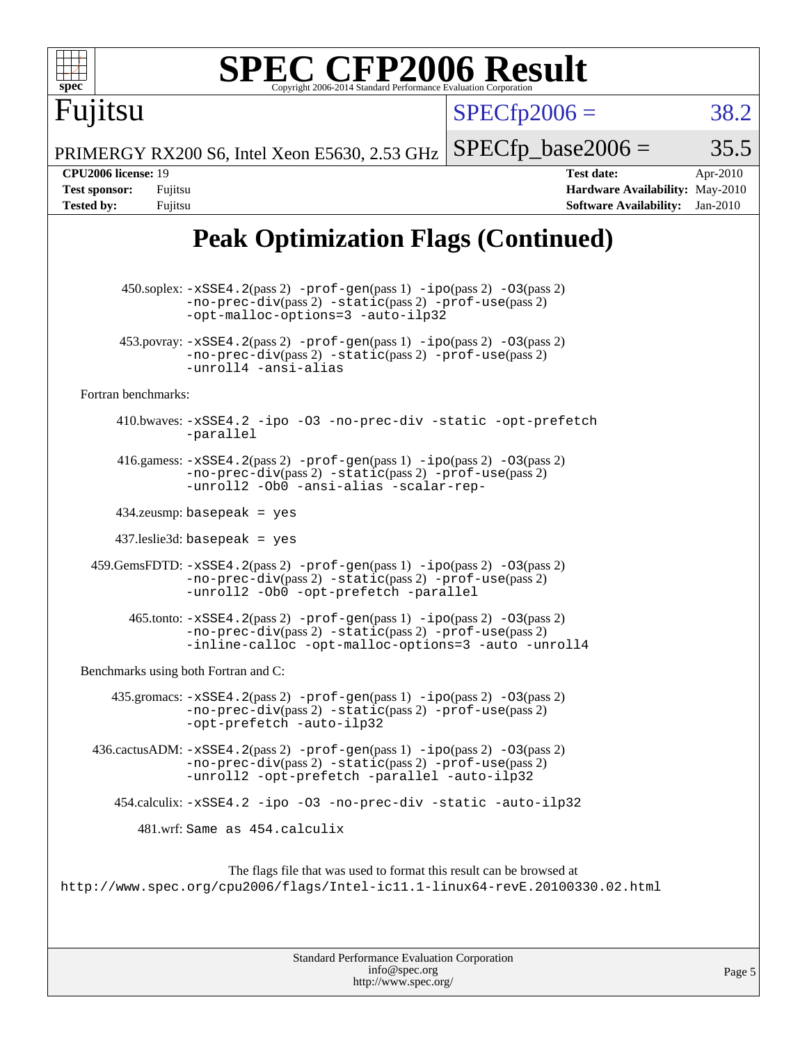# SPEC CFP2006 Result

Copyright 2006-2014 Standard Performance Evaluation Corporation

**Fujitsu**

PRIMERGY RX200 S6, Intel Xeon E5630, 2.53 GHz

SPECfp2006 = 38.2

SPECfp_base2006 = 35.5

| | | | |
|---|---|---|---|
| **CPU2006 license:** 19 | | **Test date:** | Apr-2010 |
| **Test sponsor:** | Fujitsu | **Hardware Availability:** | May-2010 |
| **Tested by:** | Fujitsu | **Software Availability:** | Jan-2010 |

## Peak Optimization Flags (Continued)

450.soplex: -xSSE4.2(pass 2) -prof-gen(pass 1) -ipo(pass 2) -O3(pass 2) -no-prec-div(pass 2) -static(pass 2) -prof-use(pass 2) -opt-malloc-options=3 -auto-ilp32

453.povray: -xSSE4.2(pass 2) -prof-gen(pass 1) -ipo(pass 2) -O3(pass 2) -no-prec-div(pass 2) -static(pass 2) -prof-use(pass 2) -unroll4 -ansi-alias

Fortran benchmarks:

410.bwaves: -xSSE4.2 -ipo -O3 -no-prec-div -static -opt-prefetch -parallel

416.gamess: -xSSE4.2(pass 2) -prof-gen(pass 1) -ipo(pass 2) -O3(pass 2) -no-prec-div(pass 2) -static(pass 2) -prof-use(pass 2) -unroll2 -Ob0 -ansi-alias -scalar-rep-

434.zeusmp: basepeak = yes

437.leslie3d: basepeak = yes

459.GemsFDTD: -xSSE4.2(pass 2) -prof-gen(pass 1) -ipo(pass 2) -O3(pass 2) -no-prec-div(pass 2) -static(pass 2) -prof-use(pass 2) -unroll2 -Ob0 -opt-prefetch -parallel

465.tonto: -xSSE4.2(pass 2) -prof-gen(pass 1) -ipo(pass 2) -O3(pass 2) -no-prec-div(pass 2) -static(pass 2) -prof-use(pass 2) -inline-calloc -opt-malloc-options=3 -auto -unroll4

Benchmarks using both Fortran and C:

435.gromacs: -xSSE4.2(pass 2) -prof-gen(pass 1) -ipo(pass 2) -O3(pass 2) -no-prec-div(pass 2) -static(pass 2) -prof-use(pass 2) -opt-prefetch -auto-ilp32

436.cactusADM: -xSSE4.2(pass 2) -prof-gen(pass 1) -ipo(pass 2) -O3(pass 2) -no-prec-div(pass 2) -static(pass 2) -prof-use(pass 2) -unroll2 -opt-prefetch -parallel -auto-ilp32

454.calculix: -xSSE4.2 -ipo -O3 -no-prec-div -static -auto-ilp32

481.wrf: Same as 454.calculix

The flags file that was used to format this result can be browsed at
http://www.spec.org/cpu2006/flags/Intel-ic11.1-linux64-revE.20100330.02.html

Standard Performance Evaluation Corporation
info@spec.org
http://www.spec.org/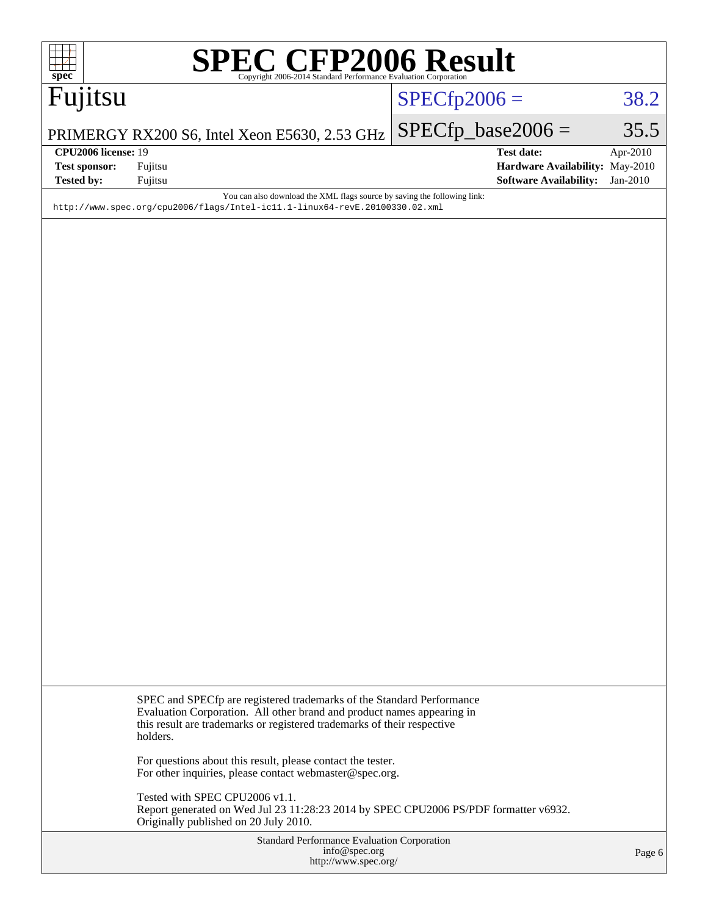SPEC and SPECfp are registered trademarks of the Standard Performance Evaluation Corporation. All other brand and product names appearing in this result are trademarks or registered trademarks of their respective holders.

For questions about this result, please contact the tester.
For other inquiries, please contact webmaster@spec.org.

Tested with SPEC CPU2006 v1.1.
Report generated on Wed Jul 23 11:28:23 2014 by SPEC CPU2006 PS/PDF formatter v6932.
Originally published on 20 July 2010.